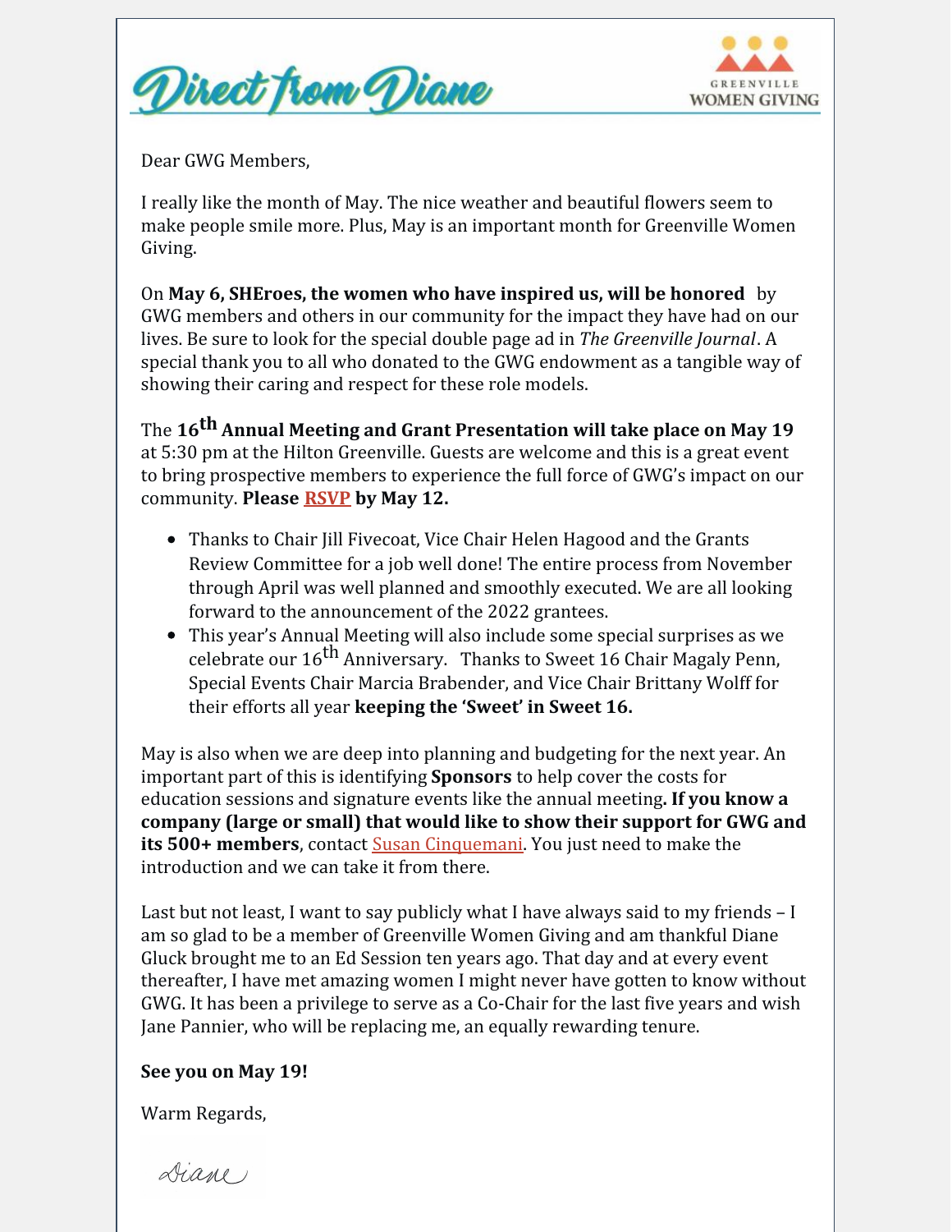# Direct from Diane

GREENVILLE WOMEN GIVING

Dear GWG Members,

I really like the month of May. The nice weather and beautiful flowers seem to make people smile more. Plus, May is an important month for Greenville Women Giving.

On **May 6, SHEroes, the women who have inspired us, will be honored** by GWG members and others in our community for the impact they have had on our lives. Be sure to look for the special double page ad in *The Greenville Journal*. A special thank you to all who donated to the GWG endowment as a tangible way of showing their caring and respect for these role models.

The **16th Annual Meeting and Grant Presentation will take place on May 19** at 5:30 pm at the Hilton Greenville. Guests are welcome and this is a great event to bring prospective members to experience the full force of GWG's impact on our community. **Please RSVP by May 12.**

- Thanks to Chair Jill Fivecoat, Vice Chair Helen Hagood and the Grants Review Committee for a job well done! The entire process from November through April was well planned and smoothly executed. We are all looking forward to the announcement of the 2022 grantees.
- This year's Annual Meeting will also include some special surprises as we celebrate our 16th Anniversary. Thanks to Sweet 16 Chair Magaly Penn, Special Events Chair Marcia Brabender, and Vice Chair Brittany Wolff for their efforts all year **keeping the 'Sweet' in Sweet 16.**

May is also when we are deep into planning and budgeting for the next year. An important part of this is identifying **Sponsors** to help cover the costs for education sessions and signature events like the annual meeting**. If you know a company (large or small) that would like to show their support for GWG and its 500+ members**, contact Susan Cinquemani. You just need to make the introduction and we can take it from there.

Last but not least, I want to say publicly what I have always said to my friends – I am so glad to be a member of Greenville Women Giving and am thankful Diane Gluck brought me to an Ed Session ten years ago. That day and at every event thereafter, I have met amazing women I might never have gotten to know without GWG. It has been a privilege to serve as a Co-Chair for the last five years and wish Jane Pannier, who will be replacing me, an equally rewarding tenure.

**See you on May 19!**

Warm Regards,

Diane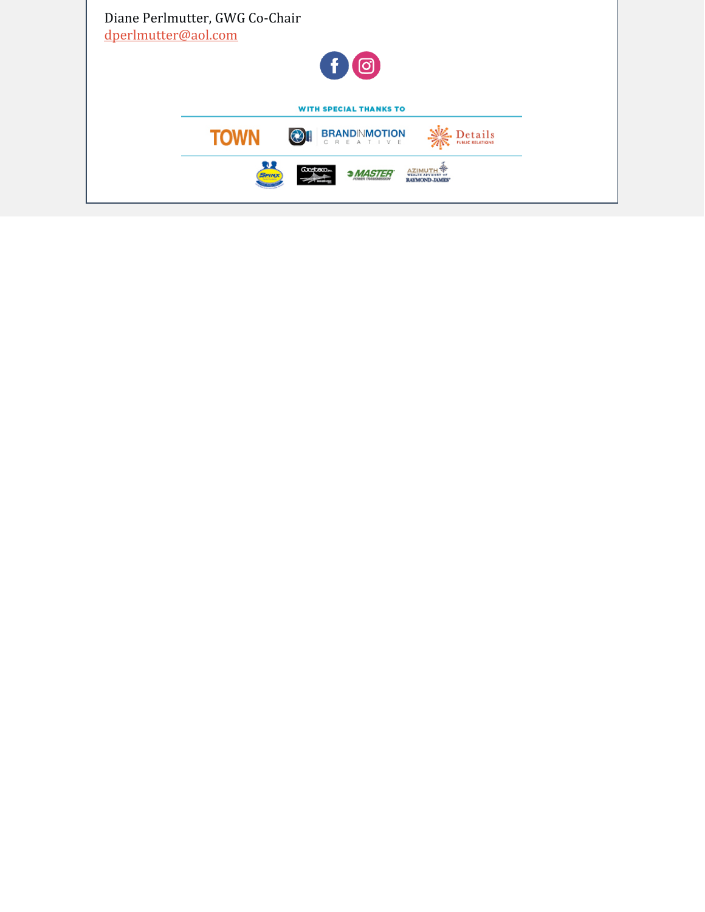Diane Perlmutter, GWG Co-Chair
dperlmutter@aol.com

WITH SPECIAL THANKS TO